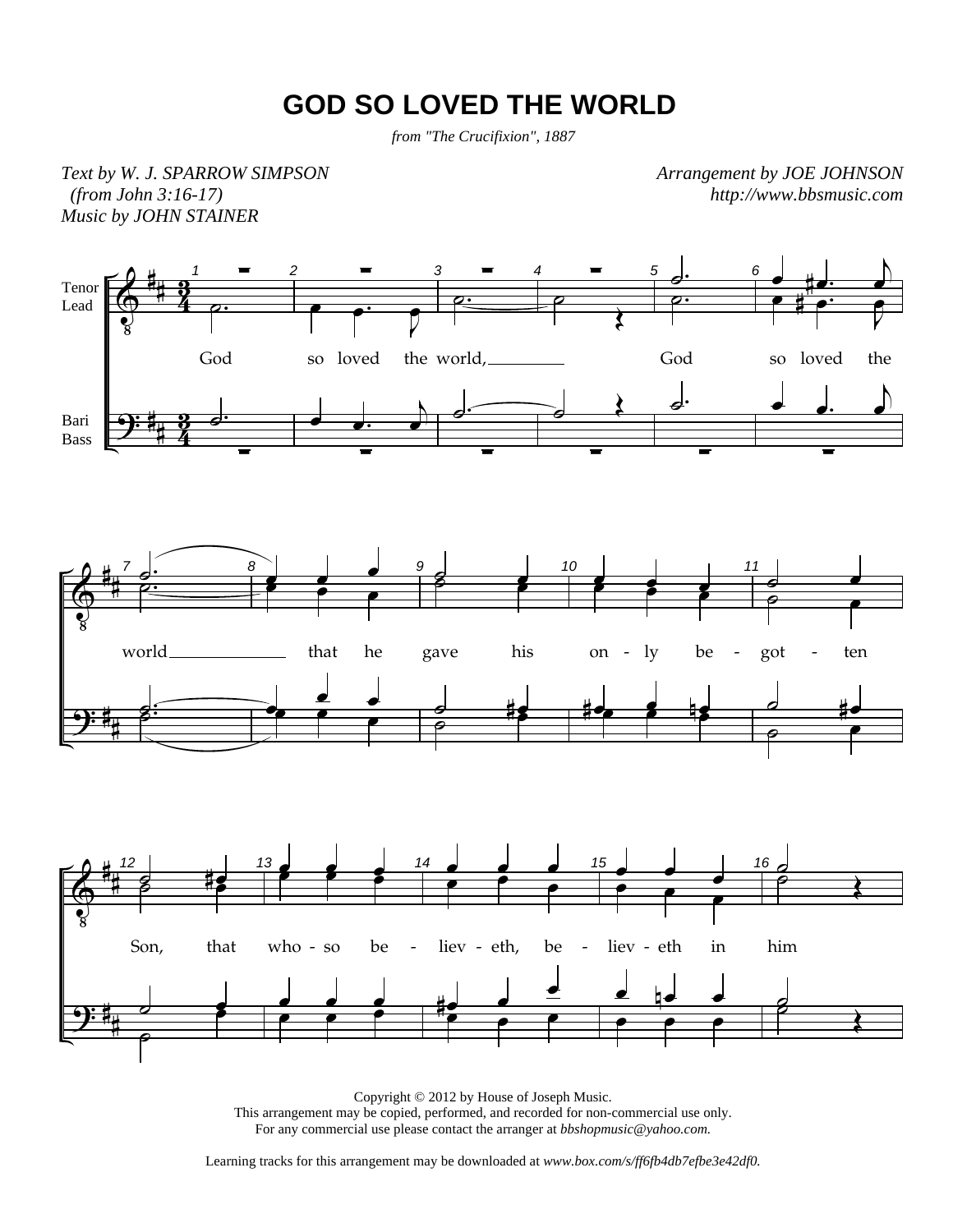# GOD SO LOVED THE WORLD

*from "The Crucifixion", 1887*

*Text by W. J. SPARROW SIMPSON*
*(from John 3:16-17)*
*Music by JOHN STAINER*

*Arrangement by JOE JOHNSON*
*http://www.bbsmusic.com*

God so loved the world, God so loved the world that he gave his on - ly be - got - ten Son, that who - so be - liev - eth, be - liev - eth in him

Copyright © 2012 by House of Joseph Music.
This arrangement may be copied, performed, and recorded for non-commercial use only.
For any commercial use please contact the arranger at *bbshopmusic@yahoo.com.*

Learning tracks for this arrangement may be downloaded at *www.box.com/s/ff6fb4db7efbe3e42df0.*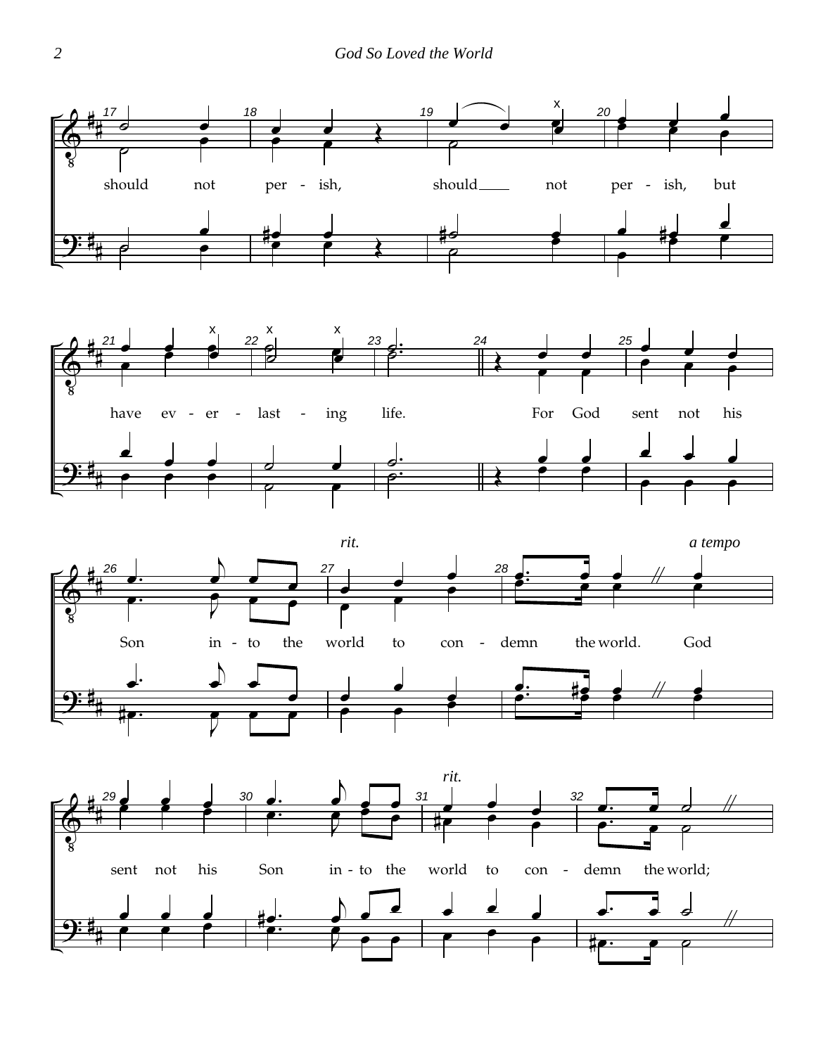should not per - ish, should___ not per - ish, but

have ev - er - last - ing life. For God sent not his

*rit.* *a tempo*

Son in - to the world to con - demn the world. God

*rit.*

sent not his Son in - to the world to con - demn the world;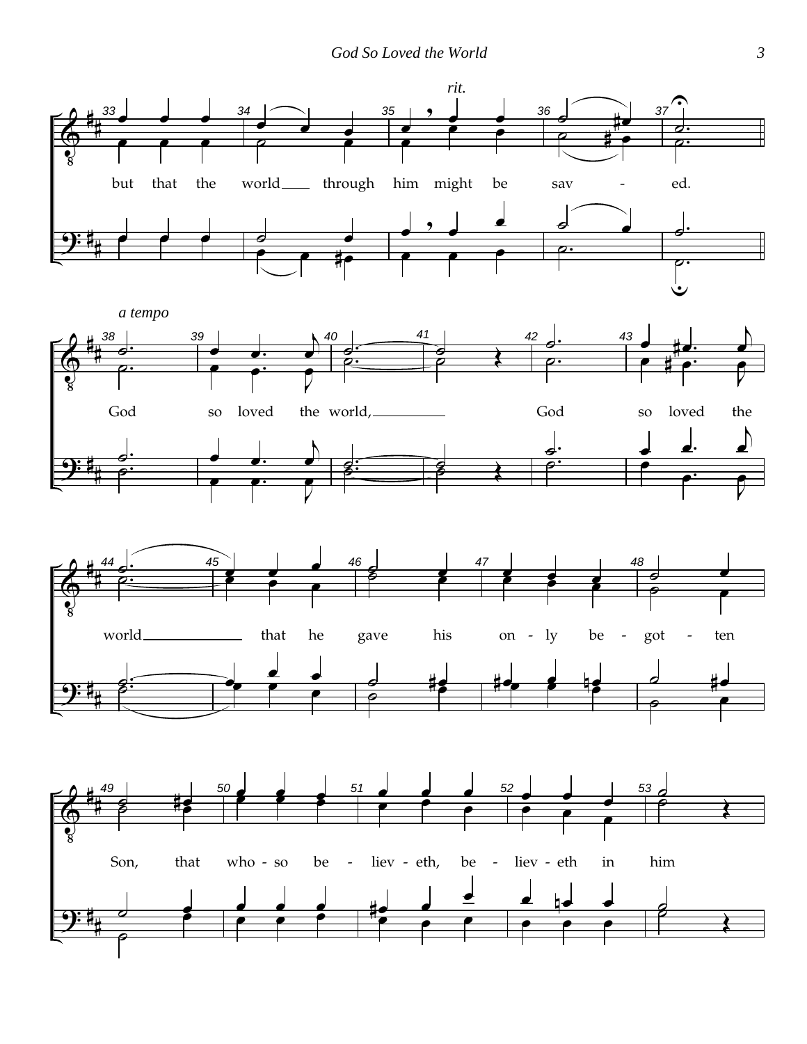*rit.*

but that the world___ through him might be sav - ed.

*a tempo*

God so loved the world,___ God so loved the

world___ that he gave his on - ly be - got - ten

Son, that who - so be - liev - eth, be - liev - eth in him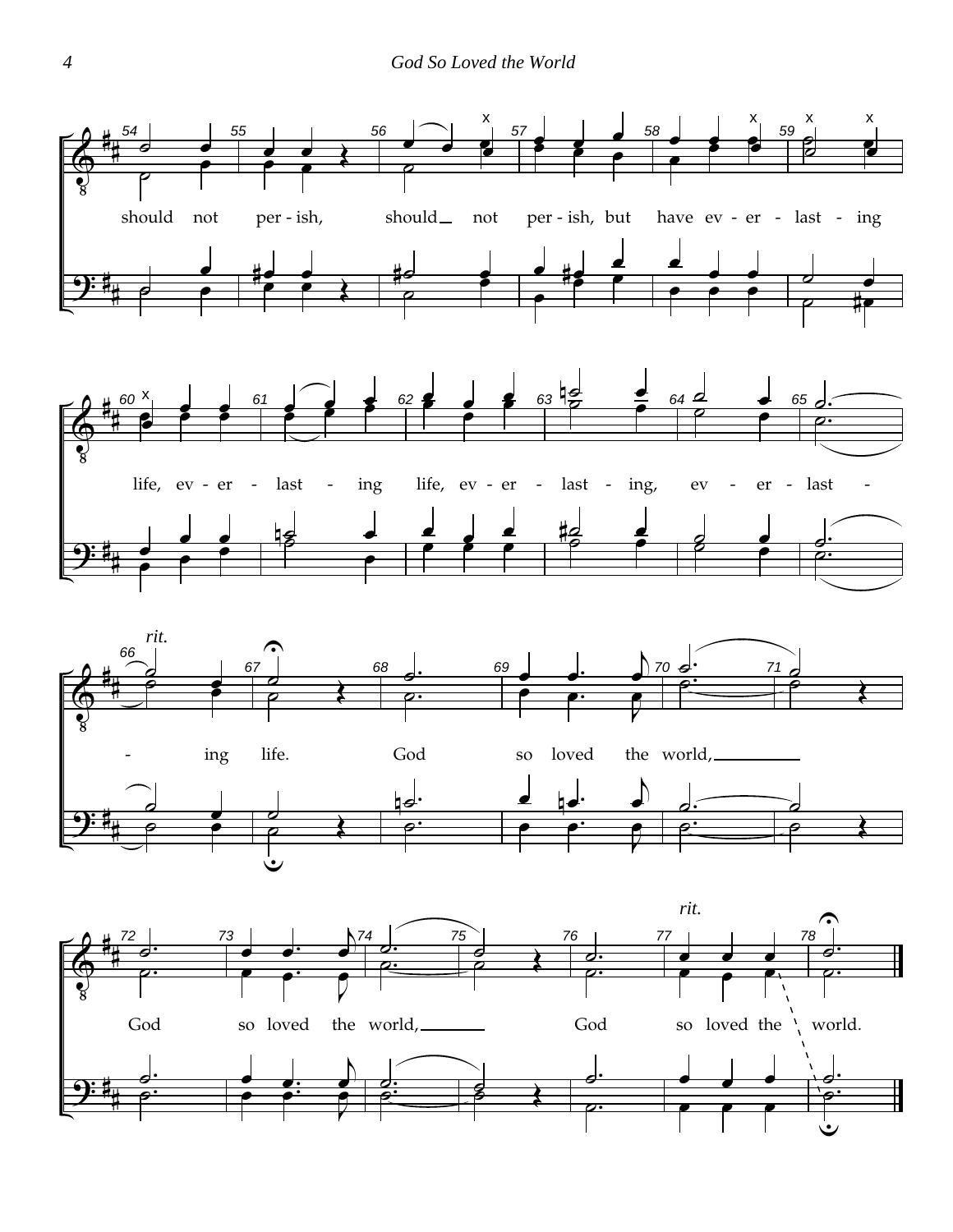should not per - ish, should not per - ish, but have ev - er - last - ing

life, ev - er - last - ing life, ev - er - last - ing, ev - er - last -

*rit.*

- ing life. God so loved the world,

God so loved the world, God so loved the world.

*rit.*